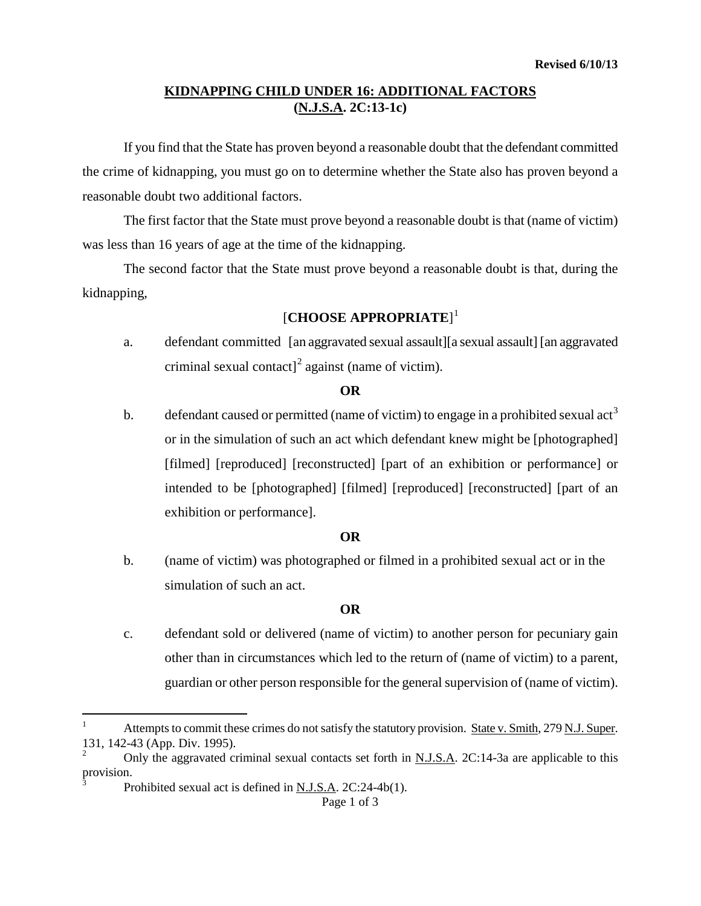Revised 6/10/13

# KIDNAPPING CHILD UNDER 16: ADDITIONAL FACTORS (N.J.S.A. 2C:13-1c)

If you find that the State has proven beyond a reasonable doubt that the defendant committed the crime of kidnapping, you must go on to determine whether the State also has proven beyond a reasonable doubt two additional factors.

The first factor that the State must prove beyond a reasonable doubt is that (name of victim) was less than 16 years of age at the time of the kidnapping.

The second factor that the State must prove beyond a reasonable doubt is that, during the kidnapping,

[**CHOOSE APPROPRIATE**][1]

a. defendant committed [an aggravated sexual assault][a sexual assault] [an aggravated criminal sexual contact][2] against (name of victim).

**OR**

b. defendant caused or permitted (name of victim) to engage in a prohibited sexual act[3] or in the simulation of such an act which defendant knew might be [photographed] [filmed] [reproduced] [reconstructed] [part of an exhibition or performance] or intended to be [photographed] [filmed] [reproduced] [reconstructed] [part of an exhibition or performance].

**OR**

b. (name of victim) was photographed or filmed in a prohibited sexual act or in the simulation of such an act.

**OR**

c. defendant sold or delivered (name of victim) to another person for pecuniary gain other than in circumstances which led to the return of (name of victim) to a parent, guardian or other person responsible for the general supervision of (name of victim).

---

[1] Attempts to commit these crimes do not satisfy the statutory provision. State v. Smith, 279 N.J. Super. 131, 142-43 (App. Div. 1995).

[2] Only the aggravated criminal sexual contacts set forth in N.J.S.A. 2C:14-3a are applicable to this provision.

[3] Prohibited sexual act is defined in N.J.S.A. 2C:24-4b(1).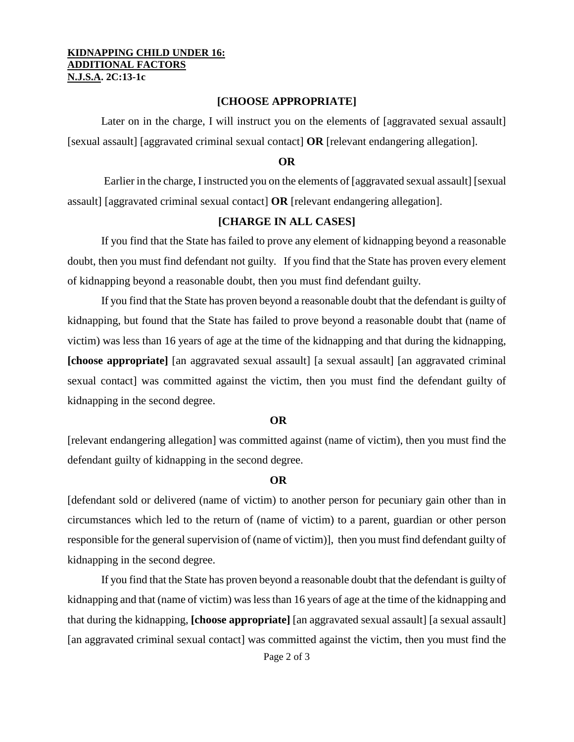**KIDNAPPING CHILD UNDER 16:**
**ADDITIONAL FACTORS**
**N.J.S.A. 2C:13-1c**

**[CHOOSE APPROPRIATE]**

Later on in the charge, I will instruct you on the elements of [aggravated sexual assault] [sexual assault] [aggravated criminal sexual contact] **OR** [relevant endangering allegation].

**OR**

Earlier in the charge, I instructed you on the elements of [aggravated sexual assault] [sexual assault] [aggravated criminal sexual contact] **OR** [relevant endangering allegation].

**[CHARGE IN ALL CASES]**

If you find that the State has failed to prove any element of kidnapping beyond a reasonable doubt, then you must find defendant not guilty. If you find that the State has proven every element of kidnapping beyond a reasonable doubt, then you must find defendant guilty.

If you find that the State has proven beyond a reasonable doubt that the defendant is guilty of kidnapping, but found that the State has failed to prove beyond a reasonable doubt that (name of victim) was less than 16 years of age at the time of the kidnapping and that during the kidnapping, **[choose appropriate]** [an aggravated sexual assault] [a sexual assault] [an aggravated criminal sexual contact] was committed against the victim, then you must find the defendant guilty of kidnapping in the second degree.

**OR**

[relevant endangering allegation] was committed against (name of victim), then you must find the defendant guilty of kidnapping in the second degree.

**OR**

[defendant sold or delivered (name of victim) to another person for pecuniary gain other than in circumstances which led to the return of (name of victim) to a parent, guardian or other person responsible for the general supervision of (name of victim)], then you must find defendant guilty of kidnapping in the second degree.

If you find that the State has proven beyond a reasonable doubt that the defendant is guilty of kidnapping and that (name of victim) was less than 16 years of age at the time of the kidnapping and that during the kidnapping, **[choose appropriate]** [an aggravated sexual assault] [a sexual assault] [an aggravated criminal sexual contact] was committed against the victim, then you must find the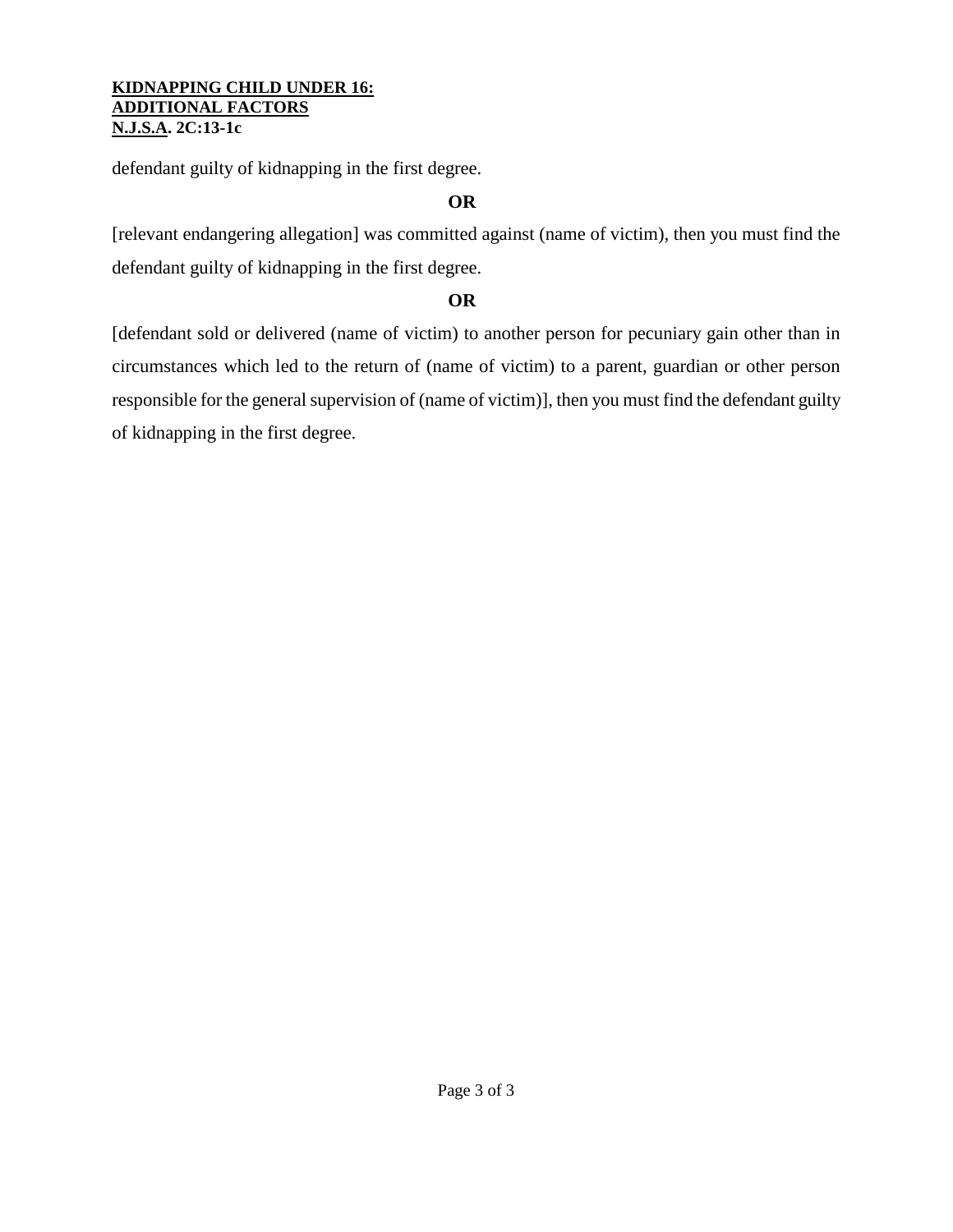defendant guilty of kidnapping in the first degree.

**OR**

[relevant endangering allegation] was committed against (name of victim), then you must find the defendant guilty of kidnapping in the first degree.

**OR**

[defendant sold or delivered (name of victim) to another person for pecuniary gain other than in circumstances which led to the return of (name of victim) to a parent, guardian or other person responsible for the general supervision of (name of victim)], then you must find the defendant guilty of kidnapping in the first degree.